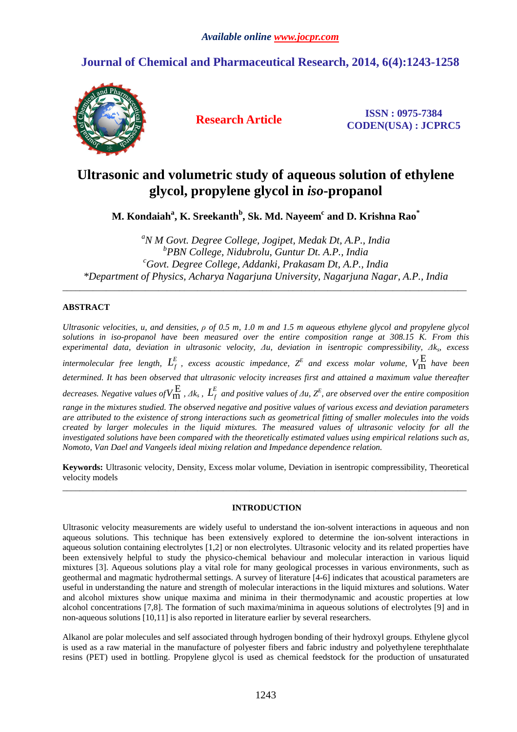Available online www.jocpr.com

# Journal of Chemical and Pharmaceutical Research, 2014, 6(4):1243-1258

**Research Article**

**ISSN : 0975-7384**
**CODEN(USA) : JCPRC5**

# Ultrasonic and volumetric study of aqueous solution of ethylene glycol, propylene glycol in *iso*-propanol

**M. Kondaiah[a], K. Sreekanth[b], Sk. Md. Nayeem[c] and D. Krishna Rao[*]**

*[a]N M Govt. Degree College, Jogipet, Medak Dt, A.P., India*
*[b]PBN College, Nidubrolu, Guntur Dt. A.P., India*
*[c]Govt. Degree College, Addanki, Prakasam Dt, A.P., India*
*[*]Department of Physics, Acharya Nagarjuna University, Nagarjuna Nagar, A.P., India*

---

## ABSTRACT

*Ultrasonic velocities, u, and densities, ρ of 0.5 m, 1.0 m and 1.5 m aqueous ethylene glycol and propylene glycol solutions in iso-propanol have been measured over the entire composition range at 308.15 K. From this experimental data, deviation in ultrasonic velocity, Δu, deviation in isentropic compressibility, $\Delta k_s$, excess intermolecular free length, $L_f^E$, excess acoustic impedance, $Z^E$ and excess molar volume, $V_m^E$ have been determined. It has been observed that ultrasonic velocity increases first and attained a maximum value thereafter decreases. Negative values of $V_m^E$, $\Delta k_s$, $L_f^E$ and positive values of Δu, $Z^E$, are observed over the entire composition range in the mixtures studied. The observed negative and positive values of various excess and deviation parameters are attributed to the existence of strong interactions such as geometrical fitting of smaller molecules into the voids created by larger molecules in the liquid mixtures. The measured values of ultrasonic velocity for all the investigated solutions have been compared with the theoretically estimated values using empirical relations such as, Nomoto, Van Dael and Vangeels ideal mixing relation and Impedance dependence relation.*

**Keywords:** Ultrasonic velocity, Density, Excess molar volume, Deviation in isentropic compressibility, Theoretical velocity models

---

## INTRODUCTION

Ultrasonic velocity measurements are widely useful to understand the ion-solvent interactions in aqueous and non aqueous solutions. This technique has been extensively explored to determine the ion-solvent interactions in aqueous solution containing electrolytes [1,2] or non electrolytes. Ultrasonic velocity and its related properties have been extensively helpful to study the physico-chemical behaviour and molecular interaction in various liquid mixtures [3]. Aqueous solutions play a vital role for many geological processes in various environments, such as geothermal and magmatic hydrothermal settings. A survey of literature [4-6] indicates that acoustical parameters are useful in understanding the nature and strength of molecular interactions in the liquid mixtures and solutions. Water and alcohol mixtures show unique maxima and minima in their thermodynamic and acoustic properties at low alcohol concentrations [7,8]. The formation of such maxima/minima in aqueous solutions of electrolytes [9] and in non-aqueous solutions [10,11] is also reported in literature earlier by several researchers.

Alkanol are polar molecules and self associated through hydrogen bonding of their hydroxyl groups. Ethylene glycol is used as a raw material in the manufacture of polyester fibers and fabric industry and polyethylene terephthalate resins (PET) used in bottling. Propylene glycol is used as chemical feedstock for the production of unsaturated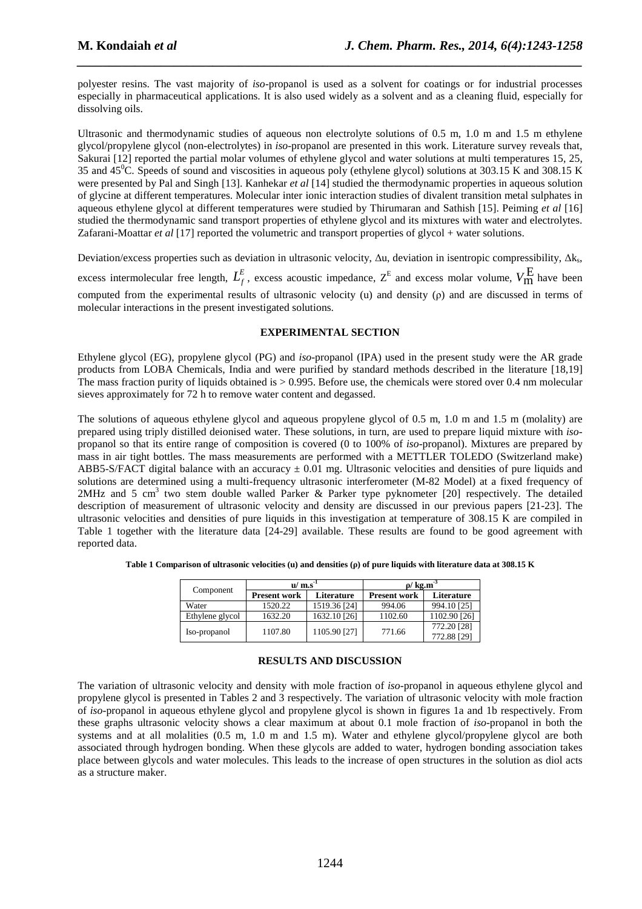polyester resins. The vast majority of *iso*-propanol is used as a solvent for coatings or for industrial processes especially in pharmaceutical applications. It is also used widely as a solvent and as a cleaning fluid, especially for dissolving oils.

Ultrasonic and thermodynamic studies of aqueous non electrolyte solutions of 0.5 m, 1.0 m and 1.5 m ethylene glycol/propylene glycol (non-electrolytes) in *iso*-propanol are presented in this work. Literature survey reveals that, Sakurai [12] reported the partial molar volumes of ethylene glycol and water solutions at multi temperatures 15, 25, 35 and 45$^0$C. Speeds of sound and viscosities in aqueous poly (ethylene glycol) solutions at 303.15 K and 308.15 K were presented by Pal and Singh [13]. Kanhekar *et al* [14] studied the thermodynamic properties in aqueous solution of glycine at different temperatures. Molecular inter ionic interaction studies of divalent transition metal sulphates in aqueous ethylene glycol at different temperatures were studied by Thirumaran and Sathish [15]. Peiming *et al* [16] studied the thermodynamic sand transport properties of ethylene glycol and its mixtures with water and electrolytes. Zafarani-Moattar *et al* [17] reported the volumetric and transport properties of glycol + water solutions.

Deviation/excess properties such as deviation in ultrasonic velocity, $\Delta u$, deviation in isentropic compressibility, $\Delta k_s$, excess intermolecular free length, $L_f^E$, excess acoustic impedance, $Z^E$ and excess molar volume, $V_m^E$ have been computed from the experimental results of ultrasonic velocity (u) and density ($\rho$) and are discussed in terms of molecular interactions in the present investigated solutions.

## EXPERIMENTAL SECTION

Ethylene glycol (EG), propylene glycol (PG) and *iso*-propanol (IPA) used in the present study were the AR grade products from LOBA Chemicals, India and were purified by standard methods described in the literature [18,19] The mass fraction purity of liquids obtained is > 0.995. Before use, the chemicals were stored over 0.4 nm molecular sieves approximately for 72 h to remove water content and degassed.

The solutions of aqueous ethylene glycol and aqueous propylene glycol of 0.5 m, 1.0 m and 1.5 m (molality) are prepared using triply distilled deionised water. These solutions, in turn, are used to prepare liquid mixture with *iso*-propanol so that its entire range of composition is covered (0 to 100% of *iso*-propanol). Mixtures are prepared by mass in air tight bottles. The mass measurements are performed with a METTLER TOLEDO (Switzerland make) ABB5-S/FACT digital balance with an accuracy ± 0.01 mg. Ultrasonic velocities and densities of pure liquids and solutions are determined using a multi-frequency ultrasonic interferometer (M-82 Model) at a fixed frequency of 2MHz and 5 cm$^3$ two stem double walled Parker & Parker type pyknometer [20] respectively. The detailed description of measurement of ultrasonic velocity and density are discussed in our previous papers [21-23]. The ultrasonic velocities and densities of pure liquids in this investigation at temperature of 308.15 K are compiled in Table 1 together with the literature data [24-29] available. These results are found to be good agreement with reported data.

**Table 1 Comparison of ultrasonic velocities (u) and densities (ρ) of pure liquids with literature data at 308.15 K**

| Component | $u/\ m.s^{-1}$ | | $\rho/\ kg.m^{-3}$ | |
|---|---|---|---|---|
| | **Present work** | **Literature** | **Present work** | **Literature** |
| Water | 1520.22 | 1519.36 [24] | 994.06 | 994.10 [25] |
| Ethylene glycol | 1632.20 | 1632.10 [26] | 1102.60 | 1102.90 [26] |
| Iso-propanol | 1107.80 | 1105.90 [27] | 771.66 | 772.20 [28]<br>772.88 [29] |

## RESULTS AND DISCUSSION

The variation of ultrasonic velocity and density with mole fraction of *iso*-propanol in aqueous ethylene glycol and propylene glycol is presented in Tables 2 and 3 respectively. The variation of ultrasonic velocity with mole fraction of *iso*-propanol in aqueous ethylene glycol and propylene glycol is shown in figures 1a and 1b respectively. From these graphs ultrasonic velocity shows a clear maximum at about 0.1 mole fraction of *iso*-propanol in both the systems and at all molalities (0.5 m, 1.0 m and 1.5 m). Water and ethylene glycol/propylene glycol are both associated through hydrogen bonding. When these glycols are added to water, hydrogen bonding association takes place between glycols and water molecules. This leads to the increase of open structures in the solution as diol acts as a structure maker.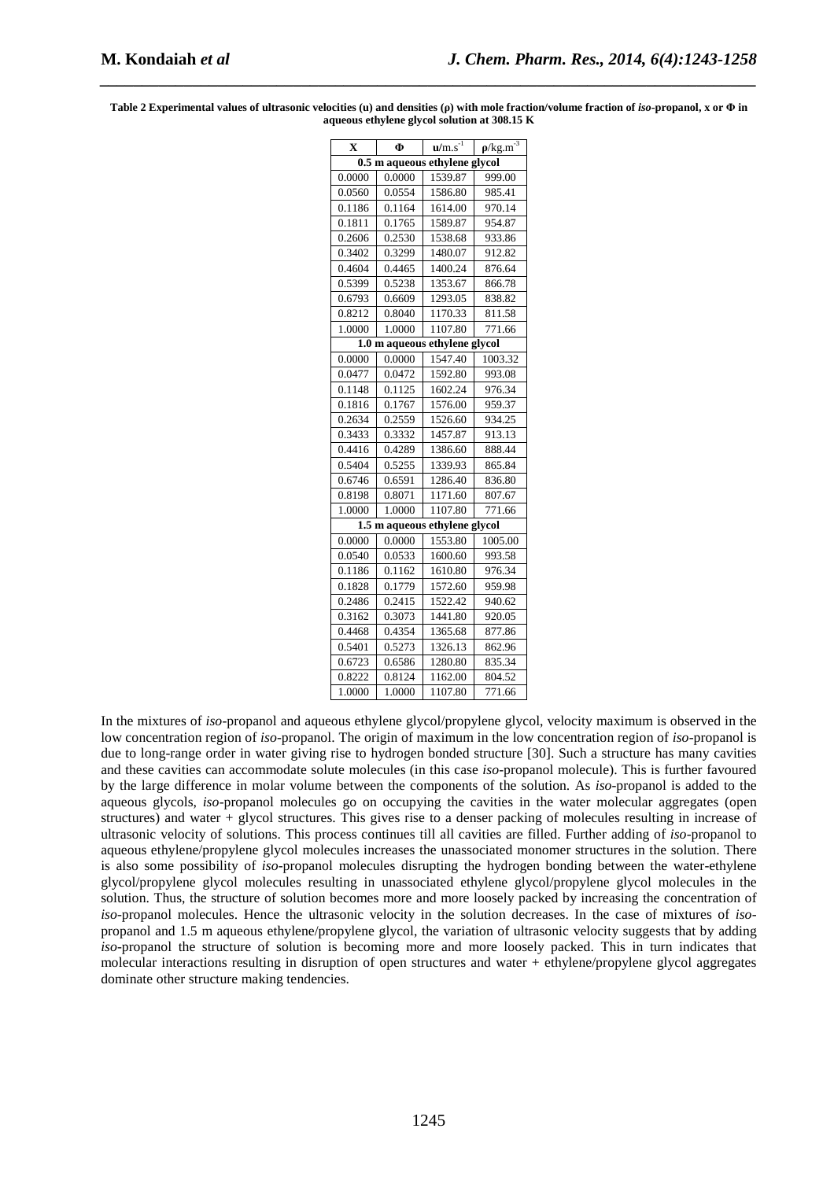**Table 2 Experimental values of ultrasonic velocities (u) and densities (ρ) with mole fraction/volume fraction of *iso*-propanol, x or Φ in aqueous ethylene glycol solution at 308.15 K**

| X | Φ | $u$/m.s$^{-1}$ | $\rho$/kg.m$^{-3}$ |
|---|---|---|---|
| **0.5 m aqueous ethylene glycol** | | | |
| 0.0000 | 0.0000 | 1539.87 | 999.00 |
| 0.0560 | 0.0554 | 1586.80 | 985.41 |
| 0.1186 | 0.1164 | 1614.00 | 970.14 |
| 0.1811 | 0.1765 | 1589.87 | 954.87 |
| 0.2606 | 0.2530 | 1538.68 | 933.86 |
| 0.3402 | 0.3299 | 1480.07 | 912.82 |
| 0.4604 | 0.4465 | 1400.24 | 876.64 |
| 0.5399 | 0.5238 | 1353.67 | 866.78 |
| 0.6793 | 0.6609 | 1293.05 | 838.82 |
| 0.8212 | 0.8040 | 1170.33 | 811.58 |
| 1.0000 | 1.0000 | 1107.80 | 771.66 |
| **1.0 m aqueous ethylene glycol** | | | |
| 0.0000 | 0.0000 | 1547.40 | 1003.32 |
| 0.0477 | 0.0472 | 1592.80 | 993.08 |
| 0.1148 | 0.1125 | 1602.24 | 976.34 |
| 0.1816 | 0.1767 | 1576.00 | 959.37 |
| 0.2634 | 0.2559 | 1526.60 | 934.25 |
| 0.3433 | 0.3332 | 1457.87 | 913.13 |
| 0.4416 | 0.4289 | 1386.60 | 888.44 |
| 0.5404 | 0.5255 | 1339.93 | 865.84 |
| 0.6746 | 0.6591 | 1286.40 | 836.80 |
| 0.8198 | 0.8071 | 1171.60 | 807.67 |
| 1.0000 | 1.0000 | 1107.80 | 771.66 |
| **1.5 m aqueous ethylene glycol** | | | |
| 0.0000 | 0.0000 | 1553.80 | 1005.00 |
| 0.0540 | 0.0533 | 1600.60 | 993.58 |
| 0.1186 | 0.1162 | 1610.80 | 976.34 |
| 0.1828 | 0.1779 | 1572.60 | 959.98 |
| 0.2486 | 0.2415 | 1522.42 | 940.62 |
| 0.3162 | 0.3073 | 1441.80 | 920.05 |
| 0.4468 | 0.4354 | 1365.68 | 877.86 |
| 0.5401 | 0.5273 | 1326.13 | 862.96 |
| 0.6723 | 0.6586 | 1280.80 | 835.34 |
| 0.8222 | 0.8124 | 1162.00 | 804.52 |
| 1.0000 | 1.0000 | 1107.80 | 771.66 |

In the mixtures of *iso*-propanol and aqueous ethylene glycol/propylene glycol, velocity maximum is observed in the low concentration region of *iso*-propanol. The origin of maximum in the low concentration region of *iso*-propanol is due to long-range order in water giving rise to hydrogen bonded structure [30]. Such a structure has many cavities and these cavities can accommodate solute molecules (in this case *iso*-propanol molecule). This is further favoured by the large difference in molar volume between the components of the solution. As *iso*-propanol is added to the aqueous glycols, *iso*-propanol molecules go on occupying the cavities in the water molecular aggregates (open structures) and water + glycol structures. This gives rise to a denser packing of molecules resulting in increase of ultrasonic velocity of solutions. This process continues till all cavities are filled. Further adding of *iso*-propanol to aqueous ethylene/propylene glycol molecules increases the unassociated monomer structures in the solution. There is also some possibility of *iso*-propanol molecules disrupting the hydrogen bonding between the water-ethylene glycol/propylene glycol molecules resulting in unassociated ethylene glycol/propylene glycol molecules in the solution. Thus, the structure of solution becomes more and more loosely packed by increasing the concentration of *iso*-propanol molecules. Hence the ultrasonic velocity in the solution decreases. In the case of mixtures of *iso*-propanol and 1.5 m aqueous ethylene/propylene glycol, the variation of ultrasonic velocity suggests that by adding *iso*-propanol the structure of solution is becoming more and more loosely packed. This in turn indicates that molecular interactions resulting in disruption of open structures and water + ethylene/propylene glycol aggregates dominate other structure making tendencies.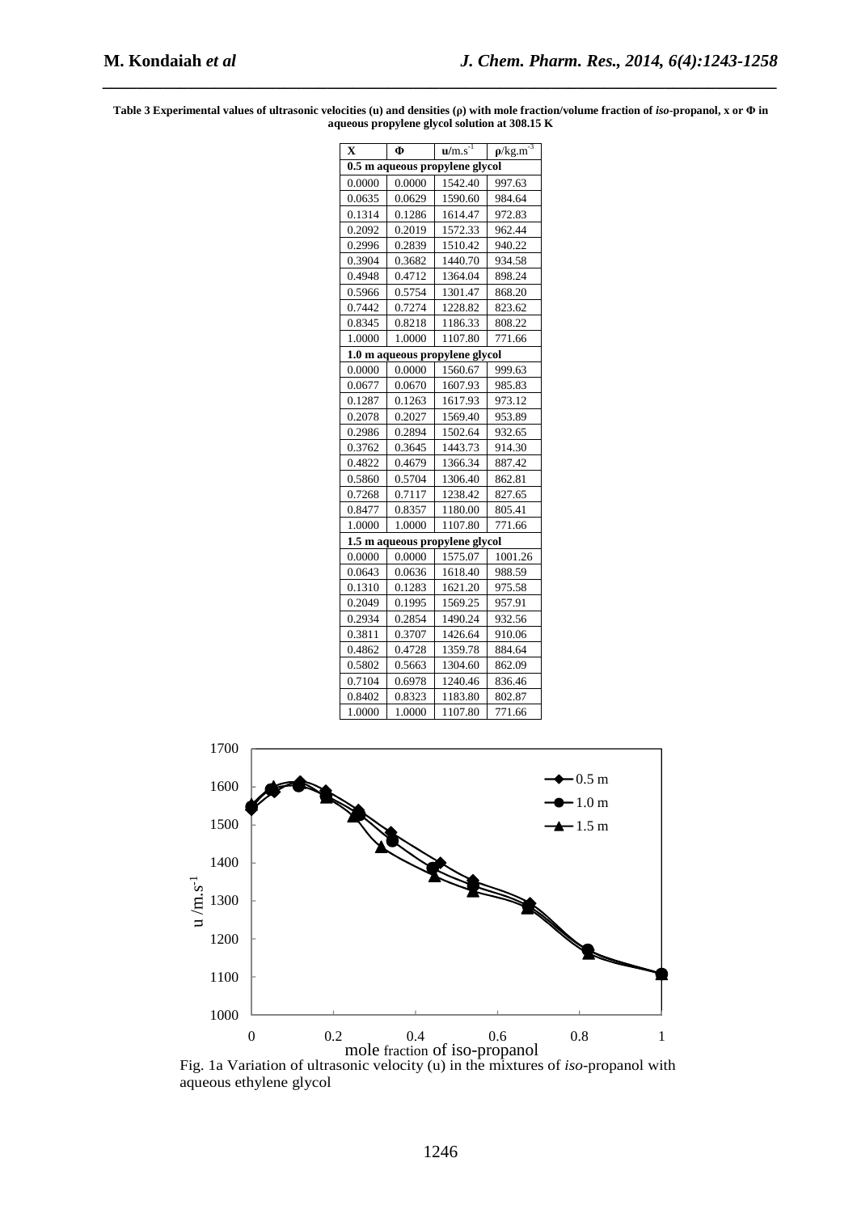**Table 3 Experimental values of ultrasonic velocities (u) and densities (ρ) with mole fraction/volume fraction of *iso*-propanol, x or Φ in aqueous propylene glycol solution at 308.15 K**

| X | Φ | $u/m.s^{-1}$ | $\rho/kg.m^{-3}$ |
|---|---|---|---|
| **0.5 m aqueous propylene glycol** | | | |
| 0.0000 | 0.0000 | 1542.40 | 997.63 |
| 0.0635 | 0.0629 | 1590.60 | 984.64 |
| 0.1314 | 0.1286 | 1614.47 | 972.83 |
| 0.2092 | 0.2019 | 1572.33 | 962.44 |
| 0.2996 | 0.2839 | 1510.42 | 940.22 |
| 0.3904 | 0.3682 | 1440.70 | 934.58 |
| 0.4948 | 0.4712 | 1364.04 | 898.24 |
| 0.5966 | 0.5754 | 1301.47 | 868.20 |
| 0.7442 | 0.7274 | 1228.82 | 823.62 |
| 0.8345 | 0.8218 | 1186.33 | 808.22 |
| 1.0000 | 1.0000 | 1107.80 | 771.66 |
| **1.0 m aqueous propylene glycol** | | | |
| 0.0000 | 0.0000 | 1560.67 | 999.63 |
| 0.0677 | 0.0670 | 1607.93 | 985.83 |
| 0.1287 | 0.1263 | 1617.93 | 973.12 |
| 0.2078 | 0.2027 | 1569.40 | 953.89 |
| 0.2986 | 0.2894 | 1502.64 | 932.65 |
| 0.3762 | 0.3645 | 1443.73 | 914.30 |
| 0.4822 | 0.4679 | 1366.34 | 887.42 |
| 0.5860 | 0.5704 | 1306.40 | 862.81 |
| 0.7268 | 0.7117 | 1238.42 | 827.65 |
| 0.8477 | 0.8357 | 1180.00 | 805.41 |
| 1.0000 | 1.0000 | 1107.80 | 771.66 |
| **1.5 m aqueous propylene glycol** | | | |
| 0.0000 | 0.0000 | 1575.07 | 1001.26 |
| 0.0643 | 0.0636 | 1618.40 | 988.59 |
| 0.1310 | 0.1283 | 1621.20 | 975.58 |
| 0.2049 | 0.1995 | 1569.25 | 957.91 |
| 0.2934 | 0.2854 | 1490.24 | 932.56 |
| 0.3811 | 0.3707 | 1426.64 | 910.06 |
| 0.4862 | 0.4728 | 1359.78 | 884.64 |
| 0.5802 | 0.5663 | 1304.60 | 862.09 |
| 0.7104 | 0.6978 | 1240.46 | 836.46 |
| 0.8402 | 0.8323 | 1183.80 | 802.87 |
| 1.0000 | 1.0000 | 1107.80 | 771.66 |

Fig. 1a Variation of ultrasonic velocity (u) in the mixtures of *iso*-propanol with aqueous ethylene glycol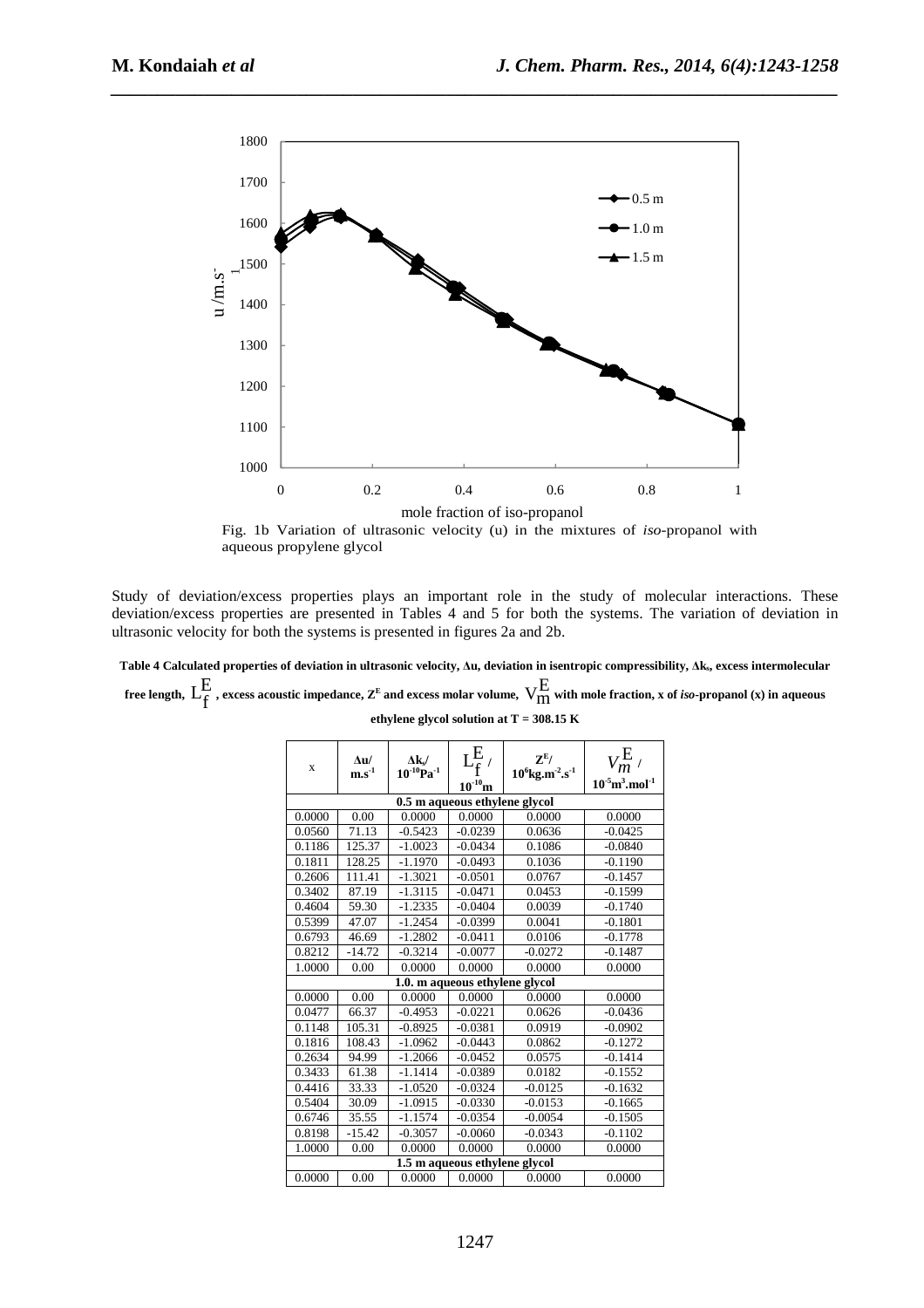Fig. 1b Variation of ultrasonic velocity (u) in the mixtures of *iso*-propanol with aqueous propylene glycol

Study of deviation/excess properties plays an important role in the study of molecular interactions. These deviation/excess properties are presented in Tables 4 and 5 for both the systems. The variation of deviation in ultrasonic velocity for both the systems is presented in figures 2a and 2b.

**Table 4 Calculated properties of deviation in ultrasonic velocity, Δu, deviation in isentropic compressibility, $\Delta k_s$, excess intermolecular free length, $L_f^E$, excess acoustic impedance, $Z^E$ and excess molar volume, $V_m^E$ with mole fraction, x of *iso*-propanol (x) in aqueous ethylene glycol solution at T = 308.15 K**

| x | Δu/ $m.s^{-1}$ | $\Delta k_s$/ $10^{-10}Pa^{-1}$ | $L_f^E$ / $10^{-10}m$ | $Z^E$/ $10^6 kg.m^{-2}.s^{-1}$ | $V_m^E$ / $10^{-5}m^3.mol^{-1}$ |
|---|---|---|---|---|---|
| **0.5 m aqueous ethylene glycol** | | | | | |
| 0.0000 | 0.00 | 0.0000 | 0.0000 | 0.0000 | 0.0000 |
| 0.0560 | 71.13 | -0.5423 | -0.0239 | 0.0636 | -0.0425 |
| 0.1186 | 125.37 | -1.0023 | -0.0434 | 0.1086 | -0.0840 |
| 0.1811 | 128.25 | -1.1970 | -0.0493 | 0.1036 | -0.1190 |
| 0.2606 | 111.41 | -1.3021 | -0.0501 | 0.0767 | -0.1457 |
| 0.3402 | 87.19 | -1.3115 | -0.0471 | 0.0453 | -0.1599 |
| 0.4604 | 59.30 | -1.2335 | -0.0404 | 0.0039 | -0.1740 |
| 0.5399 | 47.07 | -1.2454 | -0.0399 | 0.0041 | -0.1801 |
| 0.6793 | 46.69 | -1.2802 | -0.0411 | 0.0106 | -0.1778 |
| 0.8212 | -14.72 | -0.3214 | -0.0077 | -0.0272 | -0.1487 |
| 1.0000 | 0.00 | 0.0000 | 0.0000 | 0.0000 | 0.0000 |
| **1.0. m aqueous ethylene glycol** | | | | | |
| 0.0000 | 0.00 | 0.0000 | 0.0000 | 0.0000 | 0.0000 |
| 0.0477 | 66.37 | -0.4953 | -0.0221 | 0.0626 | -0.0436 |
| 0.1148 | 105.31 | -0.8925 | -0.0381 | 0.0919 | -0.0902 |
| 0.1816 | 108.43 | -1.0962 | -0.0443 | 0.0862 | -0.1272 |
| 0.2634 | 94.99 | -1.2066 | -0.0452 | 0.0575 | -0.1414 |
| 0.3433 | 61.38 | -1.1414 | -0.0389 | 0.0182 | -0.1552 |
| 0.4416 | 33.33 | -1.0520 | -0.0324 | -0.0125 | -0.1632 |
| 0.5404 | 30.09 | -1.0915 | -0.0330 | -0.0153 | -0.1665 |
| 0.6746 | 35.55 | -1.1574 | -0.0354 | -0.0054 | -0.1505 |
| 0.8198 | -15.42 | -0.3057 | -0.0060 | -0.0343 | -0.1102 |
| 1.0000 | 0.00 | 0.0000 | 0.0000 | 0.0000 | 0.0000 |
| **1.5 m aqueous ethylene glycol** | | | | | |
| 0.0000 | 0.00 | 0.0000 | 0.0000 | 0.0000 | 0.0000 |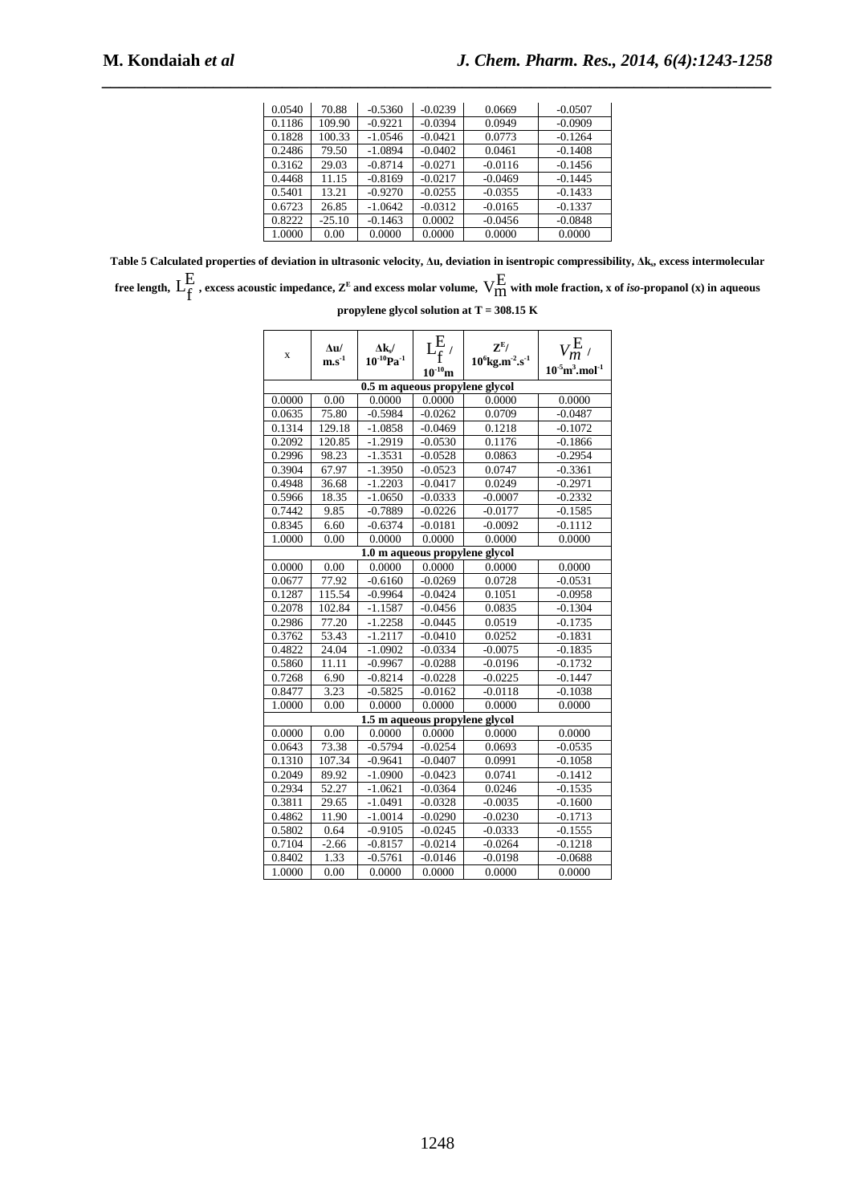| 0.0540 | 70.88 | -0.5360 | -0.0239 | 0.0669 | -0.0507 |
|---|---|---|---|---|---|
| 0.1186 | 109.90 | -0.9221 | -0.0394 | 0.0949 | -0.0909 |
| 0.1828 | 100.33 | -1.0546 | -0.0421 | 0.0773 | -0.1264 |
| 0.2486 | 79.50 | -1.0894 | -0.0402 | 0.0461 | -0.1408 |
| 0.3162 | 29.03 | -0.8714 | -0.0271 | -0.0116 | -0.1456 |
| 0.4468 | 11.15 | -0.8169 | -0.0217 | -0.0469 | -0.1445 |
| 0.5401 | 13.21 | -0.9270 | -0.0255 | -0.0355 | -0.1433 |
| 0.6723 | 26.85 | -1.0642 | -0.0312 | -0.0165 | -0.1337 |
| 0.8222 | -25.10 | -0.1463 | 0.0002 | -0.0456 | -0.0848 |
| 1.0000 | 0.00 | 0.0000 | 0.0000 | 0.0000 | 0.0000 |

**Table 5 Calculated properties of deviation in ultrasonic velocity, Δu, deviation in isentropic compressibility, $\Delta k_s$, excess intermolecular free length, $L_f^E$, excess acoustic impedance, $Z^E$ and excess molar volume, $V_m^E$ with mole fraction, x of *iso*-propanol (x) in aqueous propylene glycol solution at T = 308.15 K**

| x | Δu/ $m.s^{-1}$ | $\Delta k_s$/ $10^{-10}Pa^{-1}$ | $L_f^E$ / $10^{-10}m$ | $Z^E$/ $10^6kg.m^{-2}.s^{-1}$ | $V_m^E$ / $10^{-5}m^3.mol^{-1}$ |
|---|---|---|---|---|---|
| **0.5 m aqueous propylene glycol** | | | | | |
| 0.0000 | 0.00 | 0.0000 | 0.0000 | 0.0000 | 0.0000 |
| 0.0635 | 75.80 | -0.5984 | -0.0262 | 0.0709 | -0.0487 |
| 0.1314 | 129.18 | -1.0858 | -0.0469 | 0.1218 | -0.1072 |
| 0.2092 | 120.85 | -1.2919 | -0.0530 | 0.1176 | -0.1866 |
| 0.2996 | 98.23 | -1.3531 | -0.0528 | 0.0863 | -0.2954 |
| 0.3904 | 67.97 | -1.3950 | -0.0523 | 0.0747 | -0.3361 |
| 0.4948 | 36.68 | -1.2203 | -0.0417 | 0.0249 | -0.2971 |
| 0.5966 | 18.35 | -1.0650 | -0.0333 | -0.0007 | -0.2332 |
| 0.7442 | 9.85 | -0.7889 | -0.0226 | -0.0177 | -0.1585 |
| 0.8345 | 6.60 | -0.6374 | -0.0181 | -0.0092 | -0.1112 |
| 1.0000 | 0.00 | 0.0000 | 0.0000 | 0.0000 | 0.0000 |
| **1.0 m aqueous propylene glycol** | | | | | |
| 0.0000 | 0.00 | 0.0000 | 0.0000 | 0.0000 | 0.0000 |
| 0.0677 | 77.92 | -0.6160 | -0.0269 | 0.0728 | -0.0531 |
| 0.1287 | 115.54 | -0.9964 | -0.0424 | 0.1051 | -0.0958 |
| 0.2078 | 102.84 | -1.1587 | -0.0456 | 0.0835 | -0.1304 |
| 0.2986 | 77.20 | -1.2258 | -0.0445 | 0.0519 | -0.1735 |
| 0.3762 | 53.43 | -1.2117 | -0.0410 | 0.0252 | -0.1831 |
| 0.4822 | 24.04 | -1.0902 | -0.0334 | -0.0075 | -0.1835 |
| 0.5860 | 11.11 | -0.9967 | -0.0288 | -0.0196 | -0.1732 |
| 0.7268 | 6.90 | -0.8214 | -0.0228 | -0.0225 | -0.1447 |
| 0.8477 | 3.23 | -0.5825 | -0.0162 | -0.0118 | -0.1038 |
| 1.0000 | 0.00 | 0.0000 | 0.0000 | 0.0000 | 0.0000 |
| **1.5 m aqueous propylene glycol** | | | | | |
| 0.0000 | 0.00 | 0.0000 | 0.0000 | 0.0000 | 0.0000 |
| 0.0643 | 73.38 | -0.5794 | -0.0254 | 0.0693 | -0.0535 |
| 0.1310 | 107.34 | -0.9641 | -0.0407 | 0.0991 | -0.1058 |
| 0.2049 | 89.92 | -1.0900 | -0.0423 | 0.0741 | -0.1412 |
| 0.2934 | 52.27 | -1.0621 | -0.0364 | 0.0246 | -0.1535 |
| 0.3811 | 29.65 | -1.0491 | -0.0328 | -0.0035 | -0.1600 |
| 0.4862 | 11.90 | -1.0014 | -0.0290 | -0.0230 | -0.1713 |
| 0.5802 | 0.64 | -0.9105 | -0.0245 | -0.0333 | -0.1555 |
| 0.7104 | -2.66 | -0.8157 | -0.0214 | -0.0264 | -0.1218 |
| 0.8402 | 1.33 | -0.5761 | -0.0146 | -0.0198 | -0.0688 |
| 1.0000 | 0.00 | 0.0000 | 0.0000 | 0.0000 | 0.0000 |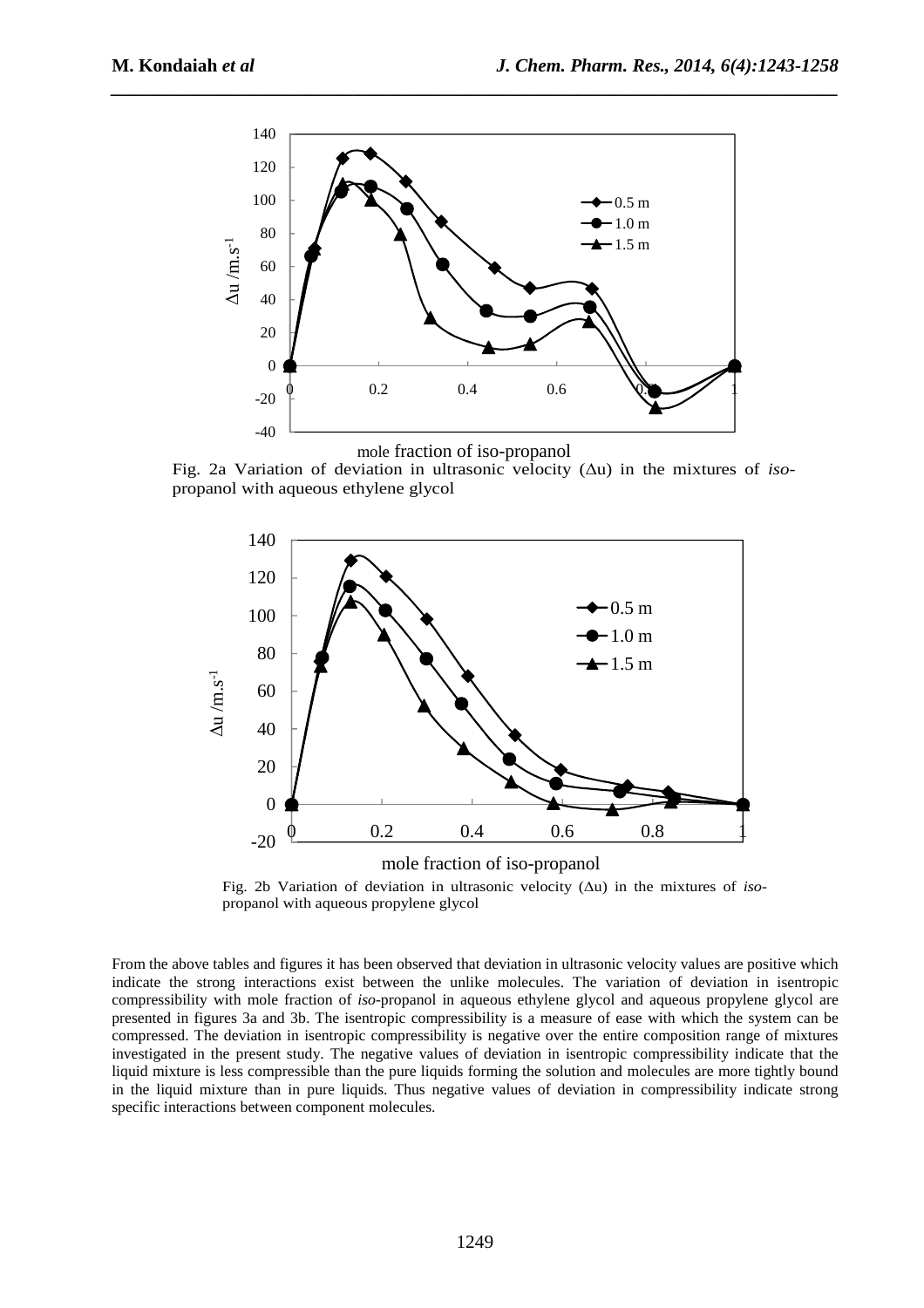Fig. 2a Variation of deviation in ultrasonic velocity ($\Delta u$) in the mixtures of *iso*-propanol with aqueous ethylene glycol

Fig. 2b Variation of deviation in ultrasonic velocity ($\Delta u$) in the mixtures of *iso*-propanol with aqueous propylene glycol

From the above tables and figures it has been observed that deviation in ultrasonic velocity values are positive which indicate the strong interactions exist between the unlike molecules. The variation of deviation in isentropic compressibility with mole fraction of *iso*-propanol in aqueous ethylene glycol and aqueous propylene glycol are presented in figures 3a and 3b. The isentropic compressibility is a measure of ease with which the system can be compressed. The deviation in isentropic compressibility is negative over the entire composition range of mixtures investigated in the present study. The negative values of deviation in isentropic compressibility indicate that the liquid mixture is less compressible than the pure liquids forming the solution and molecules are more tightly bound in the liquid mixture than in pure liquids. Thus negative values of deviation in compressibility indicate strong specific interactions between component molecules.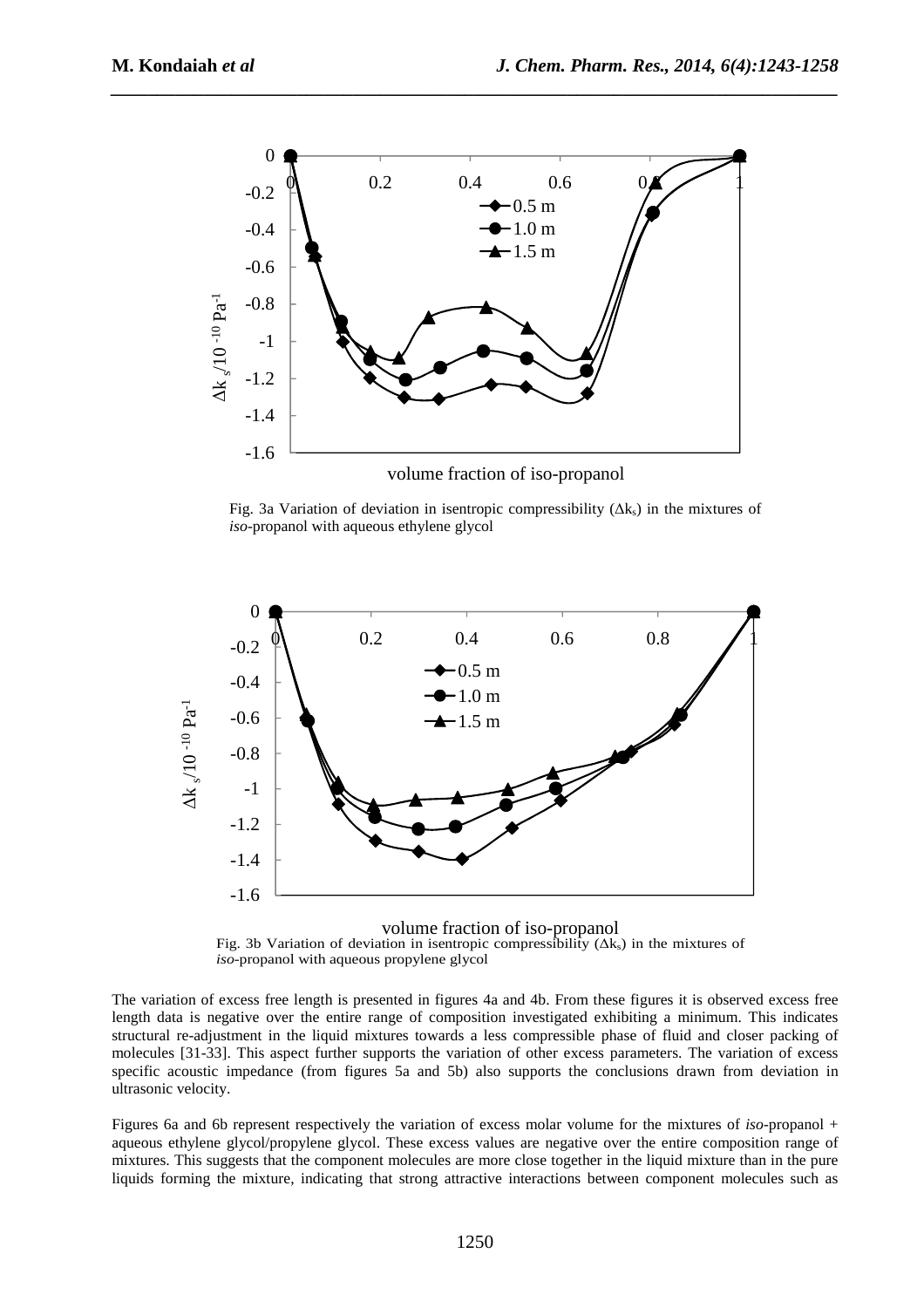Fig. 3a Variation of deviation in isentropic compressibility ($\Delta k_s$) in the mixtures of *iso*-propanol with aqueous ethylene glycol

Fig. 3b Variation of deviation in isentropic compressibility ($\Delta k_s$) in the mixtures of *iso*-propanol with aqueous propylene glycol

The variation of excess free length is presented in figures 4a and 4b. From these figures it is observed excess free length data is negative over the entire range of composition investigated exhibiting a minimum. This indicates structural re-adjustment in the liquid mixtures towards a less compressible phase of fluid and closer packing of molecules [31-33]. This aspect further supports the variation of other excess parameters. The variation of excess specific acoustic impedance (from figures 5a and 5b) also supports the conclusions drawn from deviation in ultrasonic velocity.

Figures 6a and 6b represent respectively the variation of excess molar volume for the mixtures of *iso*-propanol + aqueous ethylene glycol/propylene glycol. These excess values are negative over the entire composition range of mixtures. This suggests that the component molecules are more close together in the liquid mixture than in the pure liquids forming the mixture, indicating that strong attractive interactions between component molecules such as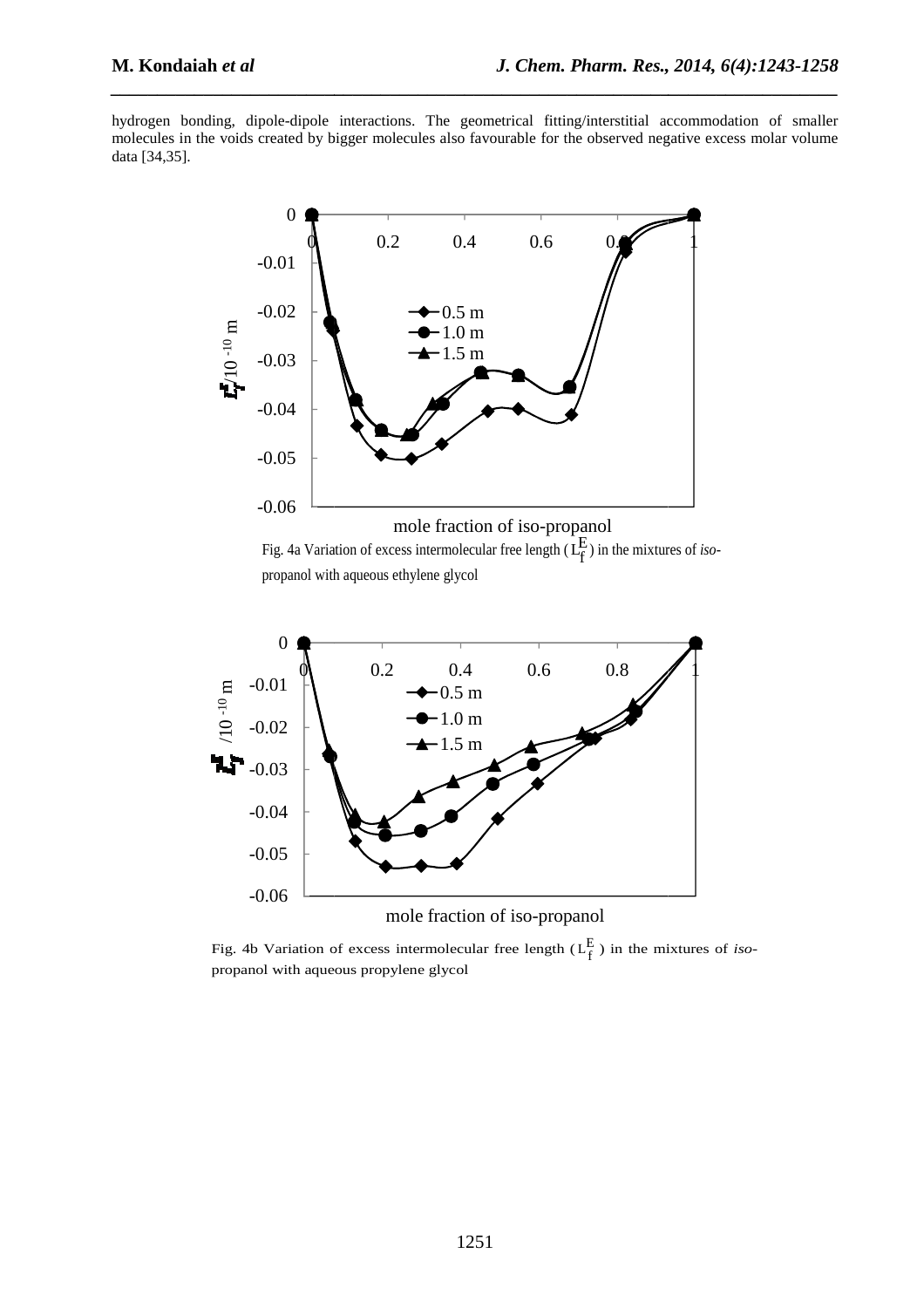hydrogen bonding, dipole-dipole interactions. The geometrical fitting/interstitial accommodation of smaller molecules in the voids created by bigger molecules also favourable for the observed negative excess molar volume data [34,35].

Fig. 4a Variation of excess intermolecular free length ($L_f^E$) in the mixtures of *iso*-propanol with aqueous ethylene glycol

Fig. 4b Variation of excess intermolecular free length ($L_f^E$) in the mixtures of *iso*-propanol with aqueous propylene glycol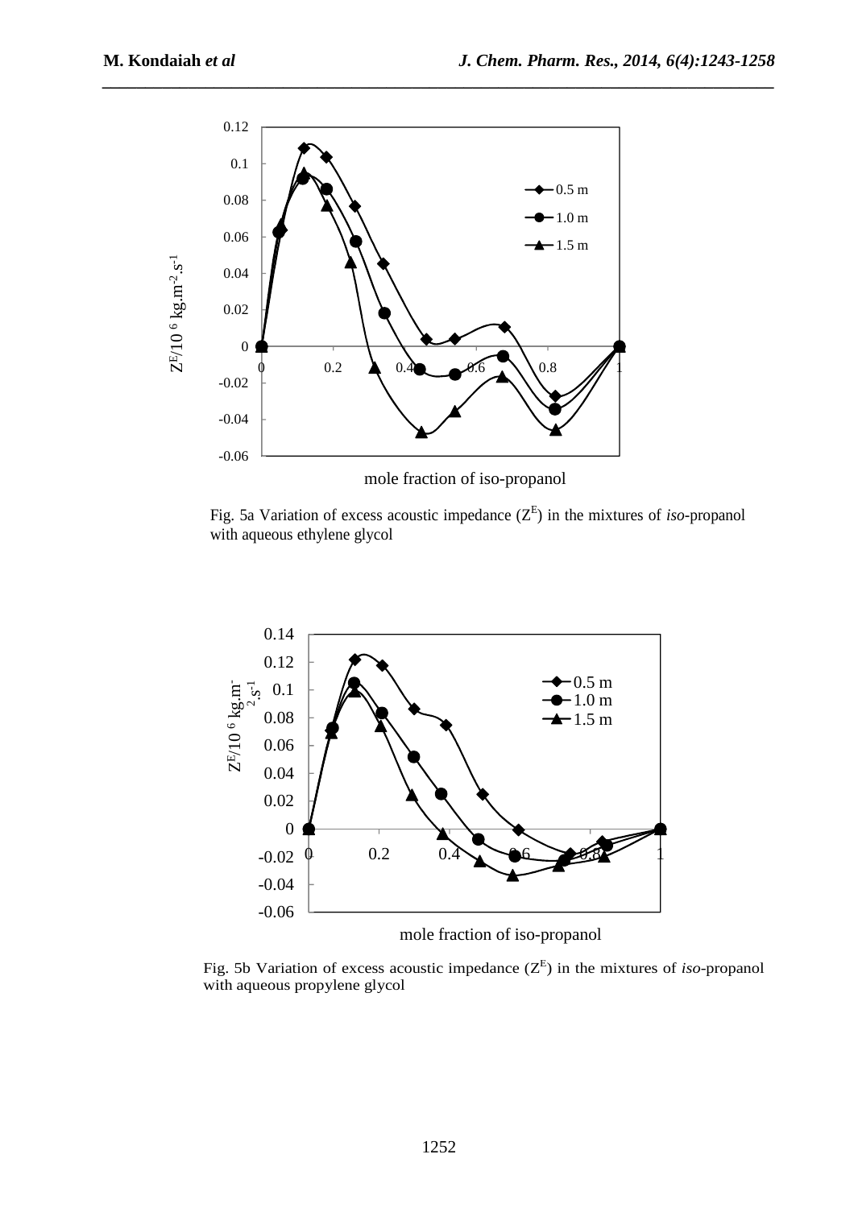Fig. 5a Variation of excess acoustic impedance ($Z^E$) in the mixtures of *iso*-propanol with aqueous ethylene glycol

Fig. 5b Variation of excess acoustic impedance ($Z^E$) in the mixtures of *iso*-propanol with aqueous propylene glycol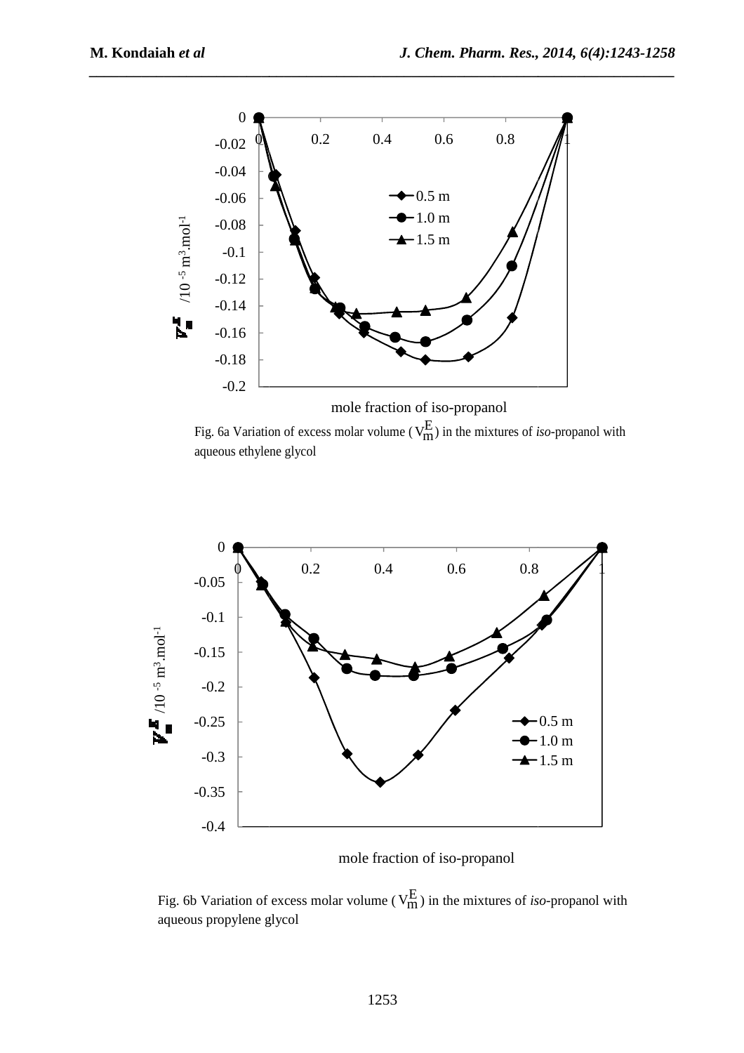Fig. 6a Variation of excess molar volume ($V_m^E$) in the mixtures of *iso*-propanol with aqueous ethylene glycol

Fig. 6b Variation of excess molar volume ($V_m^E$) in the mixtures of *iso*-propanol with aqueous propylene glycol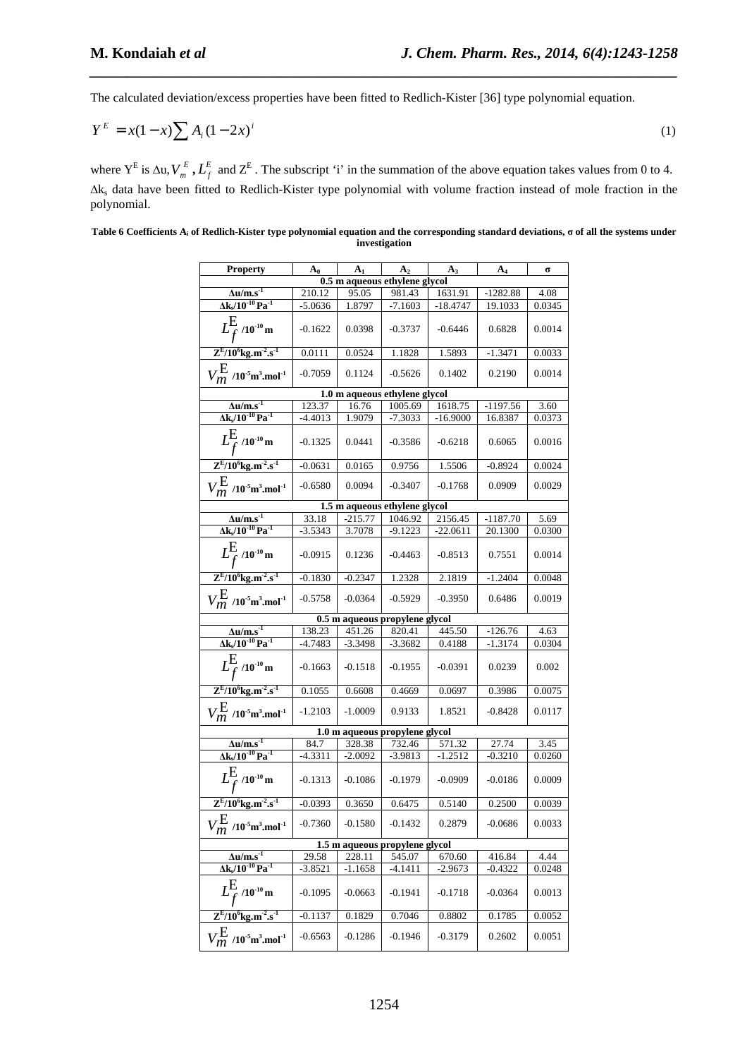The calculated deviation/excess properties have been fitted to Redlich-Kister [36] type polynomial equation.

$$Y^E = x(1-x)\sum A_i (1-2x)^i \tag{1}$$

where $Y^E$ is $\Delta u$, $V_m^E$, $L_f^E$ and $Z^E$. The subscript 'i' in the summation of the above equation takes values from 0 to 4. $\Delta k_s$ data have been fitted to Redlich-Kister type polynomial with volume fraction instead of mole fraction in the polynomial.

**Table 6 Coefficients $A_i$ of Redlich-Kister type polynomial equation and the corresponding standard deviations, σ of all the systems under investigation**

| Property | $A_0$ | $A_1$ | $A_2$ | $A_3$ | $A_4$ | σ |
|---|---|---|---|---|---|---|
| **0.5 m aqueous ethylene glycol** | | | | | | |
| $\Delta u/m.s^{-1}$ | 210.12 | 95.05 | 981.43 | 1631.91 | -1282.88 | 4.08 |
| $\Delta k_s/10^{-10}\,Pa^{-1}$ | -5.0636 | 1.8797 | -7.1603 | -18.4747 | 19.1033 | 0.0345 |
| $L_f^E/10^{-10}\,m$ | -0.1622 | 0.0398 | -0.3737 | -0.6446 | 0.6828 | 0.0014 |
| $Z^E/10^6 kg.m^{-2}.s^{-1}$ | 0.0111 | 0.0524 | 1.1828 | 1.5893 | -1.3471 | 0.0033 |
| $V_m^E/10^{-5} m^3.mol^{-1}$ | -0.7059 | 0.1124 | -0.5626 | 0.1402 | 0.2190 | 0.0014 |
| **1.0 m aqueous ethylene glycol** | | | | | | |
| $\Delta u/m.s^{-1}$ | 123.37 | 16.76 | 1005.69 | 1618.75 | -1197.56 | 3.60 |
| $\Delta k_s/10^{-10}\,Pa^{-1}$ | -4.4013 | 1.9079 | -7.3033 | -16.9000 | 16.8387 | 0.0373 |
| $L_f^E/10^{-10}\,m$ | -0.1325 | 0.0441 | -0.3586 | -0.6218 | 0.6065 | 0.0016 |
| $Z^E/10^6 kg.m^{-2}.s^{-1}$ | -0.0631 | 0.0165 | 0.9756 | 1.5506 | -0.8924 | 0.0024 |
| $V_m^E/10^{-5} m^3.mol^{-1}$ | -0.6580 | 0.0094 | -0.3407 | -0.1768 | 0.0909 | 0.0029 |
| **1.5 m aqueous ethylene glycol** | | | | | | |
| $\Delta u/m.s^{-1}$ | 33.18 | -215.77 | 1046.92 | 2156.45 | -1187.70 | 5.69 |
| $\Delta k_s/10^{-10}\,Pa^{-1}$ | -3.5343 | 3.7078 | -9.1223 | -22.0611 | 20.1300 | 0.0300 |
| $L_f^E/10^{-10}\,m$ | -0.0915 | 0.1236 | -0.4463 | -0.8513 | 0.7551 | 0.0014 |
| $Z^E/10^6 kg.m^{-2}.s^{-1}$ | -0.1830 | -0.2347 | 1.2328 | 2.1819 | -1.2404 | 0.0048 |
| $V_m^E/10^{-5} m^3.mol^{-1}$ | -0.5758 | -0.0364 | -0.5929 | -0.3950 | 0.6486 | 0.0019 |
| **0.5 m aqueous propylene glycol** | | | | | | |
| $\Delta u/m.s^{-1}$ | 138.23 | 451.26 | 820.41 | 445.50 | -126.76 | 4.63 |
| $\Delta k_s/10^{-10}\,Pa^{-1}$ | -4.7483 | -3.3498 | -3.3682 | 0.4188 | -1.3174 | 0.0304 |
| $L_f^E/10^{-10}\,m$ | -0.1663 | -0.1518 | -0.1955 | -0.0391 | 0.0239 | 0.002 |
| $Z^E/10^6 kg.m^{-2}.s^{-1}$ | 0.1055 | 0.6608 | 0.4669 | 0.0697 | 0.3986 | 0.0075 |
| $V_m^E/10^{-5} m^3.mol^{-1}$ | -1.2103 | -1.0009 | 0.9133 | 1.8521 | -0.8428 | 0.0117 |
| **1.0 m aqueous propylene glycol** | | | | | | |
| $\Delta u/m.s^{-1}$ | 84.7 | 328.38 | 732.46 | 571.32 | 27.74 | 3.45 |
| $\Delta k_s/10^{-10}\,Pa^{-1}$ | -4.3311 | -2.0092 | -3.9813 | -1.2512 | -0.3210 | 0.0260 |
| $L_f^E/10^{-10}\,m$ | -0.1313 | -0.1086 | -0.1979 | -0.0909 | -0.0186 | 0.0009 |
| $Z^E/10^6 kg.m^{-2}.s^{-1}$ | -0.0393 | 0.3650 | 0.6475 | 0.5140 | 0.2500 | 0.0039 |
| $V_m^E/10^{-5} m^3.mol^{-1}$ | -0.7360 | -0.1580 | -0.1432 | 0.2879 | -0.0686 | 0.0033 |
| **1.5 m aqueous propylene glycol** | | | | | | |
| $\Delta u/m.s^{-1}$ | 29.58 | 228.11 | 545.07 | 670.60 | 416.84 | 4.44 |
| $\Delta k_s/10^{-10}\,Pa^{-1}$ | -3.8521 | -1.1658 | -4.1411 | -2.9673 | -0.4322 | 0.0248 |
| $L_f^E/10^{-10}\,m$ | -0.1095 | -0.0663 | -0.1941 | -0.1718 | -0.0364 | 0.0013 |
| $Z^E/10^6 kg.m^{-2}.s^{-1}$ | -0.1137 | 0.1829 | 0.7046 | 0.8802 | 0.1785 | 0.0052 |
| $V_m^E/10^{-5} m^3.mol^{-1}$ | -0.6563 | -0.1286 | -0.1946 | -0.3179 | 0.2602 | 0.0051 |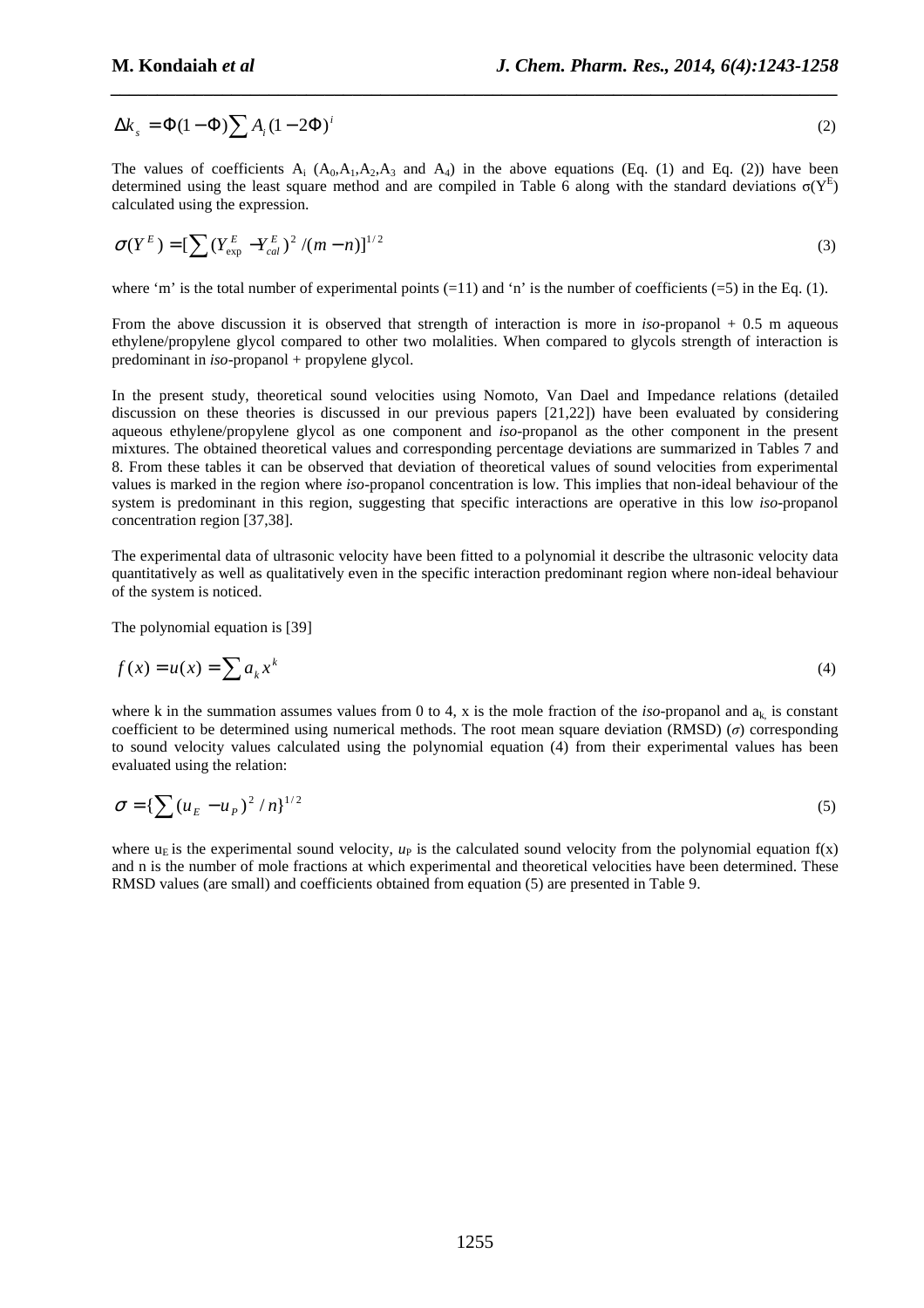$$\Delta k_s = \Phi(1-\Phi)\sum A_i(1-2\Phi)^i \tag{2}$$

The values of coefficients $A_i$ ($A_0$,$A_1$,$A_2$,$A_3$ and $A_4$) in the above equations (Eq. (1) and Eq. (2)) have been determined using the least square method and are compiled in Table 6 along with the standard deviations $\sigma(Y^E)$ calculated using the expression.

$$\sigma(Y^E) = [\sum(Y^E_{exp} - Y^E_{cal})^2/(m-n)]^{1/2} \tag{3}$$

where 'm' is the total number of experimental points (=11) and 'n' is the number of coefficients (=5) in the Eq. (1).

From the above discussion it is observed that strength of interaction is more in *iso*-propanol + 0.5 m aqueous ethylene/propylene glycol compared to other two molalities. When compared to glycols strength of interaction is predominant in *iso*-propanol + propylene glycol.

In the present study, theoretical sound velocities using Nomoto, Van Dael and Impedance relations (detailed discussion on these theories is discussed in our previous papers [21,22]) have been evaluated by considering aqueous ethylene/propylene glycol as one component and *iso*-propanol as the other component in the present mixtures. The obtained theoretical values and corresponding percentage deviations are summarized in Tables 7 and 8. From these tables it can be observed that deviation of theoretical values of sound velocities from experimental values is marked in the region where *iso*-propanol concentration is low. This implies that non-ideal behaviour of the system is predominant in this region, suggesting that specific interactions are operative in this low *iso*-propanol concentration region [37,38].

The experimental data of ultrasonic velocity have been fitted to a polynomial it describe the ultrasonic velocity data quantitatively as well as qualitatively even in the specific interaction predominant region where non-ideal behaviour of the system is noticed.

The polynomial equation is [39]

$$f(x) = u(x) = \sum a_k x^k \tag{4}$$

where k in the summation assumes values from 0 to 4, x is the mole fraction of the *iso*-propanol and $a_k$ is constant coefficient to be determined using numerical methods. The root mean square deviation (RMSD) ($\sigma$) corresponding to sound velocity values calculated using the polynomial equation (4) from their experimental values has been evaluated using the relation:

$$\sigma = \{\sum(u_E - u_P)^2/n\}^{1/2} \tag{5}$$

where $u_E$ is the experimental sound velocity, $u_P$ is the calculated sound velocity from the polynomial equation f(x) and n is the number of mole fractions at which experimental and theoretical velocities have been determined. These RMSD values (are small) and coefficients obtained from equation (5) are presented in Table 9.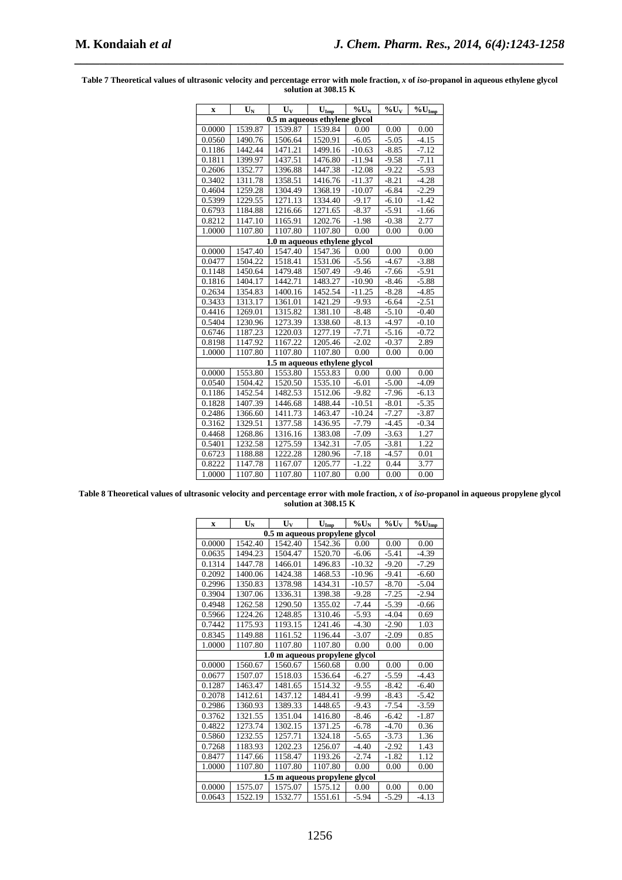**Table 7 Theoretical values of ultrasonic velocity and percentage error with mole fraction, *x* of *iso*-propanol in aqueous ethylene glycol solution at 308.15 K**

| x | $U_N$ | $U_V$ | $U_{Imp}$ | $\%U_N$ | $\%U_V$ | $\%U_{Imp}$ |
|---|---|---|---|---|---|---|
| 0.5 m aqueous ethylene glycol | | | | | | |
| 0.0000 | 1539.87 | 1539.87 | 1539.84 | 0.00 | 0.00 | 0.00 |
| 0.0560 | 1490.76 | 1506.64 | 1520.91 | -6.05 | -5.05 | -4.15 |
| 0.1186 | 1442.44 | 1471.21 | 1499.16 | -10.63 | -8.85 | -7.12 |
| 0.1811 | 1399.97 | 1437.51 | 1476.80 | -11.94 | -9.58 | -7.11 |
| 0.2606 | 1352.77 | 1396.88 | 1447.38 | -12.08 | -9.22 | -5.93 |
| 0.3402 | 1311.78 | 1358.51 | 1416.76 | -11.37 | -8.21 | -4.28 |
| 0.4604 | 1259.28 | 1304.49 | 1368.19 | -10.07 | -6.84 | -2.29 |
| 0.5399 | 1229.55 | 1271.13 | 1334.40 | -9.17 | -6.10 | -1.42 |
| 0.6793 | 1184.88 | 1216.66 | 1271.65 | -8.37 | -5.91 | -1.66 |
| 0.8212 | 1147.10 | 1165.91 | 1202.76 | -1.98 | -0.38 | 2.77 |
| 1.0000 | 1107.80 | 1107.80 | 1107.80 | 0.00 | 0.00 | 0.00 |
| 1.0 m aqueous ethylene glycol | | | | | | |
| 0.0000 | 1547.40 | 1547.40 | 1547.36 | 0.00 | 0.00 | 0.00 |
| 0.0477 | 1504.22 | 1518.41 | 1531.06 | -5.56 | -4.67 | -3.88 |
| 0.1148 | 1450.64 | 1479.48 | 1507.49 | -9.46 | -7.66 | -5.91 |
| 0.1816 | 1404.17 | 1442.71 | 1483.27 | -10.90 | -8.46 | -5.88 |
| 0.2634 | 1354.83 | 1400.16 | 1452.54 | -11.25 | -8.28 | -4.85 |
| 0.3433 | 1313.17 | 1361.01 | 1421.29 | -9.93 | -6.64 | -2.51 |
| 0.4416 | 1269.01 | 1315.82 | 1381.10 | -8.48 | -5.10 | -0.40 |
| 0.5404 | 1230.96 | 1273.39 | 1338.60 | -8.13 | -4.97 | -0.10 |
| 0.6746 | 1187.23 | 1220.03 | 1277.19 | -7.71 | -5.16 | -0.72 |
| 0.8198 | 1147.92 | 1167.22 | 1205.46 | -2.02 | -0.37 | 2.89 |
| 1.0000 | 1107.80 | 1107.80 | 1107.80 | 0.00 | 0.00 | 0.00 |
| 1.5 m aqueous ethylene glycol | | | | | | |
| 0.0000 | 1553.80 | 1553.80 | 1553.83 | 0.00 | 0.00 | 0.00 |
| 0.0540 | 1504.42 | 1520.50 | 1535.10 | -6.01 | -5.00 | -4.09 |
| 0.1186 | 1452.54 | 1482.53 | 1512.06 | -9.82 | -7.96 | -6.13 |
| 0.1828 | 1407.39 | 1446.68 | 1488.44 | -10.51 | -8.01 | -5.35 |
| 0.2486 | 1366.60 | 1411.73 | 1463.47 | -10.24 | -7.27 | -3.87 |
| 0.3162 | 1329.51 | 1377.58 | 1436.95 | -7.79 | -4.45 | -0.34 |
| 0.4468 | 1268.86 | 1316.16 | 1383.08 | -7.09 | -3.63 | 1.27 |
| 0.5401 | 1232.58 | 1275.59 | 1342.31 | -7.05 | -3.81 | 1.22 |
| 0.6723 | 1188.88 | 1222.28 | 1280.96 | -7.18 | -4.57 | 0.01 |
| 0.8222 | 1147.78 | 1167.07 | 1205.77 | -1.22 | 0.44 | 3.77 |
| 1.0000 | 1107.80 | 1107.80 | 1107.80 | 0.00 | 0.00 | 0.00 |

**Table 8 Theoretical values of ultrasonic velocity and percentage error with mole fraction, *x* of *iso*-propanol in aqueous propylene glycol solution at 308.15 K**

| x | $U_N$ | $U_V$ | $U_{Imp}$ | $\%U_N$ | $\%U_V$ | $\%U_{Imp}$ |
|---|---|---|---|---|---|---|
| 0.5 m aqueous propylene glycol | | | | | | |
| 0.0000 | 1542.40 | 1542.40 | 1542.36 | 0.00 | 0.00 | 0.00 |
| 0.0635 | 1494.23 | 1504.47 | 1520.70 | -6.06 | -5.41 | -4.39 |
| 0.1314 | 1447.78 | 1466.01 | 1496.83 | -10.32 | -9.20 | -7.29 |
| 0.2092 | 1400.06 | 1424.38 | 1468.53 | -10.96 | -9.41 | -6.60 |
| 0.2996 | 1350.83 | 1378.98 | 1434.31 | -10.57 | -8.70 | -5.04 |
| 0.3904 | 1307.06 | 1336.31 | 1398.38 | -9.28 | -7.25 | -2.94 |
| 0.4948 | 1262.58 | 1290.50 | 1355.02 | -7.44 | -5.39 | -0.66 |
| 0.5966 | 1224.26 | 1248.85 | 1310.46 | -5.93 | -4.04 | 0.69 |
| 0.7442 | 1175.93 | 1193.15 | 1241.46 | -4.30 | -2.90 | 1.03 |
| 0.8345 | 1149.88 | 1161.52 | 1196.44 | -3.07 | -2.09 | 0.85 |
| 1.0000 | 1107.80 | 1107.80 | 1107.80 | 0.00 | 0.00 | 0.00 |
| 1.0 m aqueous propylene glycol | | | | | | |
| 0.0000 | 1560.67 | 1560.67 | 1560.68 | 0.00 | 0.00 | 0.00 |
| 0.0677 | 1507.07 | 1518.03 | 1536.64 | -6.27 | -5.59 | -4.43 |
| 0.1287 | 1463.47 | 1481.65 | 1514.32 | -9.55 | -8.42 | -6.40 |
| 0.2078 | 1412.61 | 1437.12 | 1484.41 | -9.99 | -8.43 | -5.42 |
| 0.2986 | 1360.93 | 1389.33 | 1448.65 | -9.43 | -7.54 | -3.59 |
| 0.3762 | 1321.55 | 1351.04 | 1416.80 | -8.46 | -6.42 | -1.87 |
| 0.4822 | 1273.74 | 1302.15 | 1371.25 | -6.78 | -4.70 | 0.36 |
| 0.5860 | 1232.55 | 1257.71 | 1324.18 | -5.65 | -3.73 | 1.36 |
| 0.7268 | 1183.93 | 1202.23 | 1256.07 | -4.40 | -2.92 | 1.43 |
| 0.8477 | 1147.66 | 1158.47 | 1193.26 | -2.74 | -1.82 | 1.12 |
| 1.0000 | 1107.80 | 1107.80 | 1107.80 | 0.00 | 0.00 | 0.00 |
| 1.5 m aqueous propylene glycol | | | | | | |
| 0.0000 | 1575.07 | 1575.07 | 1575.12 | 0.00 | 0.00 | 0.00 |
| 0.0643 | 1522.19 | 1532.77 | 1551.61 | -5.94 | -5.29 | -4.13 |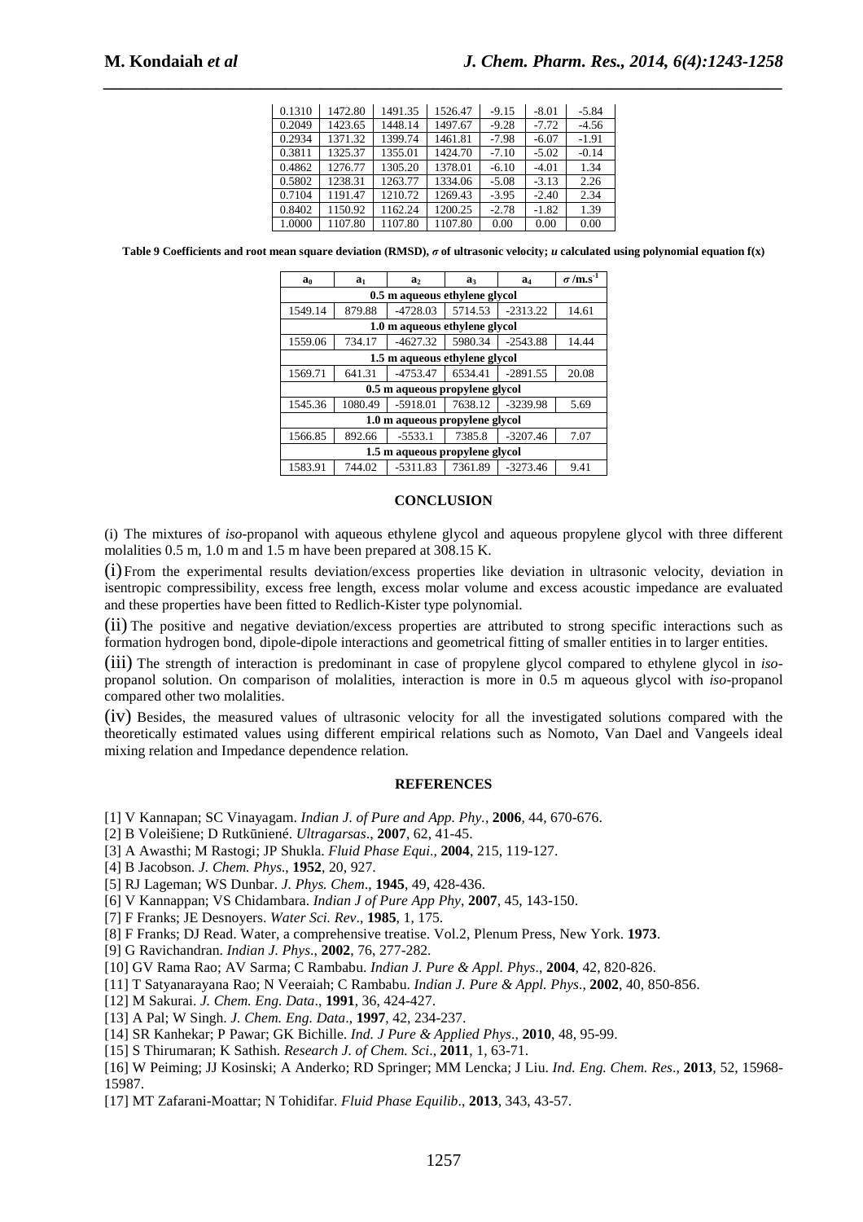| 0.1310 | 1472.80 | 1491.35 | 1526.47 | -9.15 | -8.01 | -5.84 |
|---|---|---|---|---|---|---|
| 0.2049 | 1423.65 | 1448.14 | 1497.67 | -9.28 | -7.72 | -4.56 |
| 0.2934 | 1371.32 | 1399.74 | 1461.81 | -7.98 | -6.07 | -1.91 |
| 0.3811 | 1325.37 | 1355.01 | 1424.70 | -7.10 | -5.02 | -0.14 |
| 0.4862 | 1276.77 | 1305.20 | 1378.01 | -6.10 | -4.01 | 1.34 |
| 0.5802 | 1238.31 | 1263.77 | 1334.06 | -5.08 | -3.13 | 2.26 |
| 0.7104 | 1191.47 | 1210.72 | 1269.43 | -3.95 | -2.40 | 2.34 |
| 0.8402 | 1150.92 | 1162.24 | 1200.25 | -2.78 | -1.82 | 1.39 |
| 1.0000 | 1107.80 | 1107.80 | 1107.80 | 0.00 | 0.00 | 0.00 |

**Table 9 Coefficients and root mean square deviation (RMSD), $\sigma$ of ultrasonic velocity; $u$ calculated using polynomial equation f(x)**

| $a_0$ | $a_1$ | $a_2$ | $a_3$ | $a_4$ | $\sigma$ /m.s$^{-1}$ |
|---|---|---|---|---|---|
| **0.5 m aqueous ethylene glycol** | | | | | |
| 1549.14 | 879.88 | -4728.03 | 5714.53 | -2313.22 | 14.61 |
| **1.0 m aqueous ethylene glycol** | | | | | |
| 1559.06 | 734.17 | -4627.32 | 5980.34 | -2543.88 | 14.44 |
| **1.5 m aqueous ethylene glycol** | | | | | |
| 1569.71 | 641.31 | -4753.47 | 6534.41 | -2891.55 | 20.08 |
| **0.5 m aqueous propylene glycol** | | | | | |
| 1545.36 | 1080.49 | -5918.01 | 7638.12 | -3239.98 | 5.69 |
| **1.0 m aqueous propylene glycol** | | | | | |
| 1566.85 | 892.66 | -5533.1 | 7385.8 | -3207.46 | 7.07 |
| **1.5 m aqueous propylene glycol** | | | | | |
| 1583.91 | 744.02 | -5311.83 | 7361.89 | -3273.46 | 9.41 |

## CONCLUSION

(i) The mixtures of *iso*-propanol with aqueous ethylene glycol and aqueous propylene glycol with three different molalities 0.5 m, 1.0 m and 1.5 m have been prepared at 308.15 K.

(i) From the experimental results deviation/excess properties like deviation in ultrasonic velocity, deviation in isentropic compressibility, excess free length, excess molar volume and excess acoustic impedance are evaluated and these properties have been fitted to Redlich-Kister type polynomial.

(ii) The positive and negative deviation/excess properties are attributed to strong specific interactions such as formation hydrogen bond, dipole-dipole interactions and geometrical fitting of smaller entities in to larger entities.

(iii) The strength of interaction is predominant in case of propylene glycol compared to ethylene glycol in *iso*-propanol solution. On comparison of molalities, interaction is more in 0.5 m aqueous glycol with *iso*-propanol compared other two molalities.

(iv) Besides, the measured values of ultrasonic velocity for all the investigated solutions compared with the theoretically estimated values using different empirical relations such as Nomoto, Van Dael and Vangeels ideal mixing relation and Impedance dependence relation.

## REFERENCES

[1] V Kannapan; SC Vinayagam. *Indian J. of Pure and App. Phy.*, **2006**, 44, 670-676.
[2] B Voleišiene; D Rutkūniené. *Ultragarsas*., **2007**, 62, 41-45.
[3] A Awasthi; M Rastogi; JP Shukla. *Fluid Phase Equi*., **2004**, 215, 119-127.
[4] B Jacobson. *J. Chem. Phys*., **1952**, 20, 927.
[5] RJ Lageman; WS Dunbar. *J. Phys. Chem*., **1945**, 49, 428-436.
[6] V Kannappan; VS Chidambara. *Indian J of Pure App Phy*, **2007**, 45, 143-150.
[7] F Franks; JE Desnoyers. *Water Sci. Rev*., **1985**, 1, 175.
[8] F Franks; DJ Read. Water, a comprehensive treatise. Vol.2, Plenum Press, New York. **1973**.
[9] G Ravichandran. *Indian J. Phys*., **2002**, 76, 277-282.
[10] GV Rama Rao; AV Sarma; C Rambabu. *Indian J. Pure & Appl. Phys*., **2004**, 42, 820-826.
[11] T Satyanarayana Rao; N Veeraiah; C Rambabu. *Indian J. Pure & Appl. Phys*., **2002**, 40, 850-856.
[12] M Sakurai. *J. Chem. Eng. Data*., **1991**, 36, 424-427.
[13] A Pal; W Singh. *J. Chem. Eng. Data*., **1997**, 42, 234-237.
[14] SR Kanhekar; P Pawar; GK Bichille. *Ind. J Pure & Applied Phys*., **2010**, 48, 95-99.
[15] S Thirumaran; K Sathish. *Research J. of Chem. Sci*., **2011**, 1, 63-71.
[16] W Peiming; JJ Kosinski; A Anderko; RD Springer; MM Lencka; J Liu. *Ind. Eng. Chem. Res*., **2013**, 52, 15968-15987.
[17] MT Zafarani-Moattar; N Tohidifar. *Fluid Phase Equilib*., **2013**, 343, 43-57.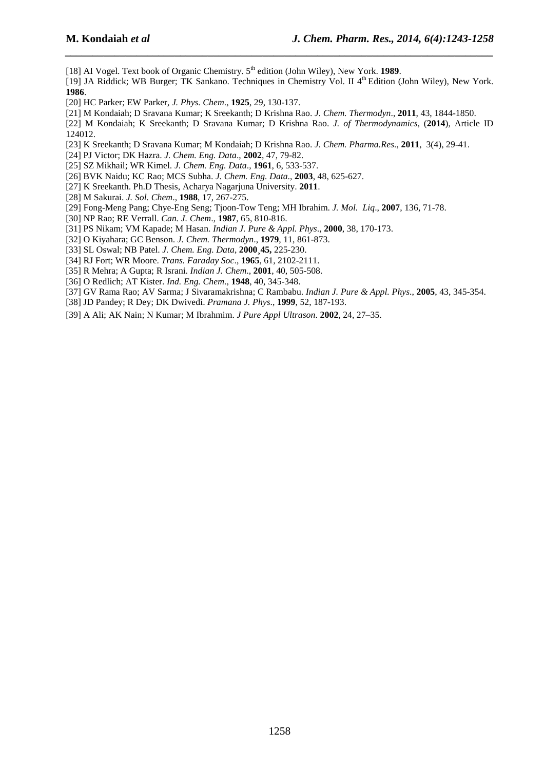[18] AI Vogel. Text book of Organic Chemistry. 5th edition (John Wiley), New York. **1989**.

[19] JA Riddick; WB Burger; TK Sankano. Techniques in Chemistry Vol. II 4th Edition (John Wiley), New York. **1986**.

[20] HC Parker; EW Parker, *J. Phys. Chem*., **1925**, 29, 130-137.

[21] M Kondaiah; D Sravana Kumar; K Sreekanth; D Krishna Rao. *J. Chem. Thermodyn*., **2011**, 43, 1844-1850.

[22] M Kondaiah; K Sreekanth; D Sravana Kumar; D Krishna Rao. *J. of Thermodynamics*, (**2014**), Article ID 124012.

[23] K Sreekanth; D Sravana Kumar; M Kondaiah; D Krishna Rao. *J. Chem. Pharma.Res*., **2011**, 3(4), 29-41.

[24] PJ Victor; DK Hazra. *J. Chem. Eng. Data*., **2002**, 47, 79-82.

[25] SZ Mikhail; WR Kimel. *J. Chem. Eng. Data*., **1961**, 6, 533-537.

[26] BVK Naidu; KC Rao; MCS Subha. *J. Chem. Eng. Data*., **2003**, 48, 625-627.

[27] K Sreekanth. Ph.D Thesis, Acharya Nagarjuna University. **2011**.

[28] M Sakurai. *J. Sol. Chem*., **1988**, 17, 267-275.

[29] Fong-Meng Pang; Chye-Eng Seng; Tjoon-Tow Teng; MH Ibrahim. *J. Mol. Liq*., **2007**, 136, 71-78.

[30] NP Rao; RE Verrall. *Can. J. Chem*., **1987**, 65, 810-816.

[31] PS Nikam; VM Kapade; M Hasan. *Indian J. Pure & Appl. Phys*., **2000**, 38, 170-173.

[32] O Kiyahara; GC Benson. *J. Chem. Thermodyn*., **1979**, 11, 861-873.

[33] SL Oswal; NB Patel. *J. Chem. Eng. Data*, **2000¸45,** 225-230.

[34] RJ Fort; WR Moore. *Trans. Faraday Soc*., **1965**, 61, 2102-2111.

[35] R Mehra; A Gupta; R Israni. *Indian J. Chem*., **2001**, 40, 505-508.

[36] O Redlich; AT Kister. *Ind. Eng. Chem*., **1948**, 40, 345-348.

[37] GV Rama Rao; AV Sarma; J Sivaramakrishna; C Rambabu. *Indian J. Pure & Appl. Phys*., **2005**, 43, 345-354.

[38] JD Pandey; R Dey; DK Dwivedi. *Pramana J. Phys*., **1999**, 52, 187-193.

[39] A Ali; AK Nain; N Kumar; M Ibrahmim. *J Pure Appl Ultrason*. **2002**, 24, 27–35.